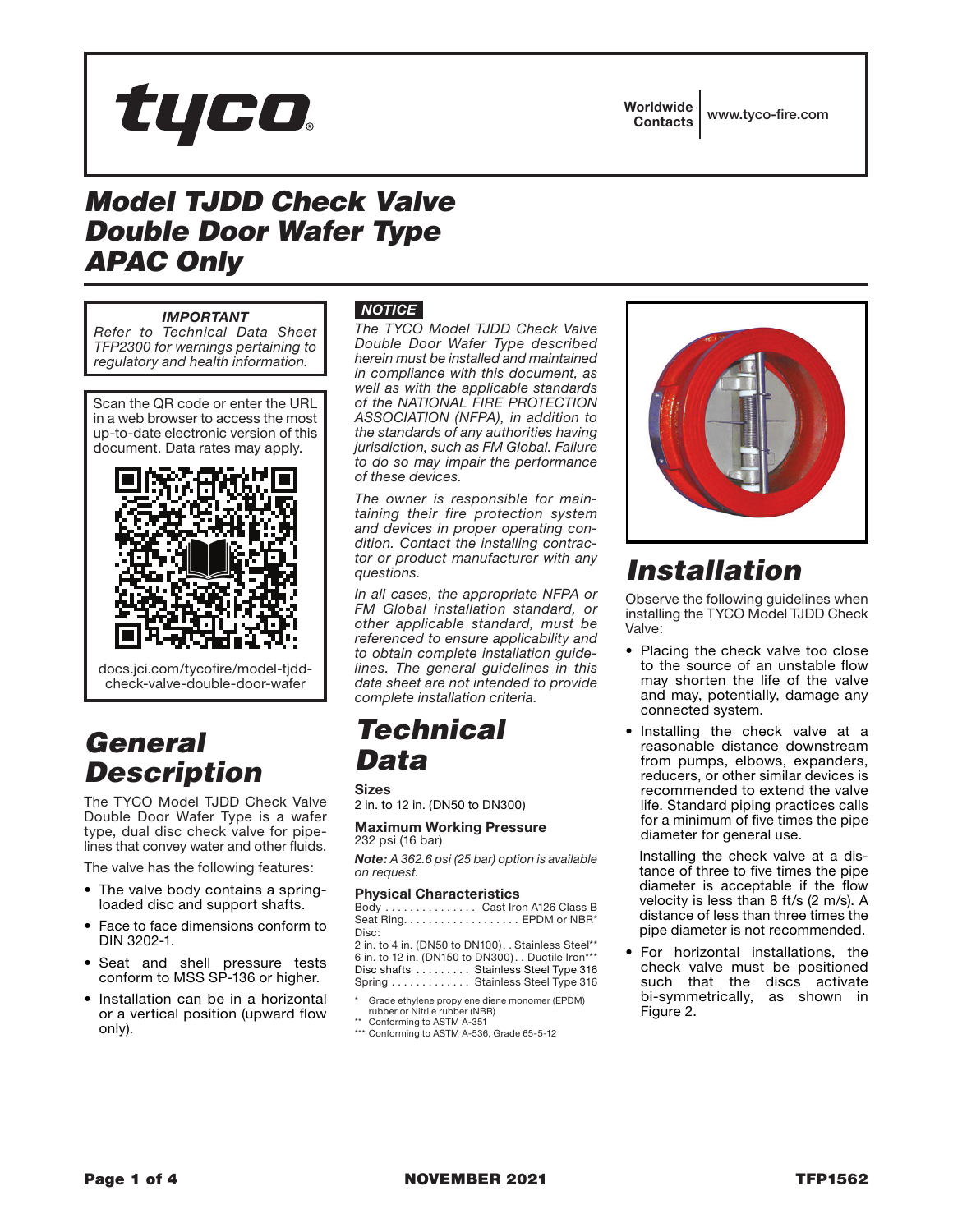tyco

Worldwide Contacts | www.tyco-fire.com

# Model TJDD Check Valve Double Door Wafer Type APAC Only

*IMPORTANT*
*Refer to Technical Data Sheet TFP2300 for warnings pertaining to regulatory and health information.*

Scan the QR code or enter the URL in a web browser to access the most up-to-date electronic version of this document. Data rates may apply.

docs.jci.com/tycofire/model-tjdd-check-valve-double-door-wafer

## General Description

The TYCO Model TJDD Check Valve Double Door Wafer Type is a wafer type, dual disc check valve for pipelines that convey water and other fluids.

The valve has the following features:

- The valve body contains a spring-loaded disc and support shafts.
- Face to face dimensions conform to DIN 3202-1.
- Seat and shell pressure tests conform to MSS SP-136 or higher.
- Installation can be in a horizontal or a vertical position (upward flow only).

***NOTICE***

*The TYCO Model TJDD Check Valve Double Door Wafer Type described herein must be installed and maintained in compliance with this document, as well as with the applicable standards of the NATIONAL FIRE PROTECTION ASSOCIATION (NFPA), in addition to the standards of any authorities having jurisdiction, such as FM Global. Failure to do so may impair the performance of these devices.*

*The owner is responsible for maintaining their fire protection system and devices in proper operating condition. Contact the installing contractor or product manufacturer with any questions.*

*In all cases, the appropriate NFPA or FM Global installation standard, or other applicable standard, must be referenced to ensure applicability and to obtain complete installation guidelines. The general guidelines in this data sheet are not intended to provide complete installation criteria.*

## Technical Data

### Sizes

2 in. to 12 in. (DN50 to DN300)

### Maximum Working Pressure

232 psi (16 bar)

***Note:*** *A 362.6 psi (25 bar) option is available on request.*

### Physical Characteristics

Body . . . . . . . . . . . . . . . Cast Iron A126 Class B
Seat Ring. . . . . . . . . . . . . . . . . . EPDM or NBR*
Disc:
2 in. to 4 in. (DN50 to DN100). . Stainless Steel**
6 in. to 12 in. (DN150 to DN300). . Ductile Iron***
Disc shafts . . . . . . . . . Stainless Steel Type 316
Spring . . . . . . . . . . . . . Stainless Steel Type 316

\* Grade ethylene propylene diene monomer (EPDM) rubber or Nitrile rubber (NBR)
\** Conforming to ASTM A-351
\*** Conforming to ASTM A-536, Grade 65-5-12

## Installation

Observe the following guidelines when installing the TYCO Model TJDD Check Valve:

- Placing the check valve too close to the source of an unstable flow may shorten the life of the valve and may, potentially, damage any connected system.
- Installing the check valve at a reasonable distance downstream from pumps, elbows, expanders, reducers, or other similar devices is recommended to extend the valve life. Standard piping practices calls for a minimum of five times the pipe diameter for general use.

  Installing the check valve at a distance of three to five times the pipe diameter is acceptable if the flow velocity is less than 8 ft/s (2 m/s). A distance of less than three times the pipe diameter is not recommended.
- For horizontal installations, the check valve must be positioned such that the discs activate bi-symmetrically, as shown in Figure 2.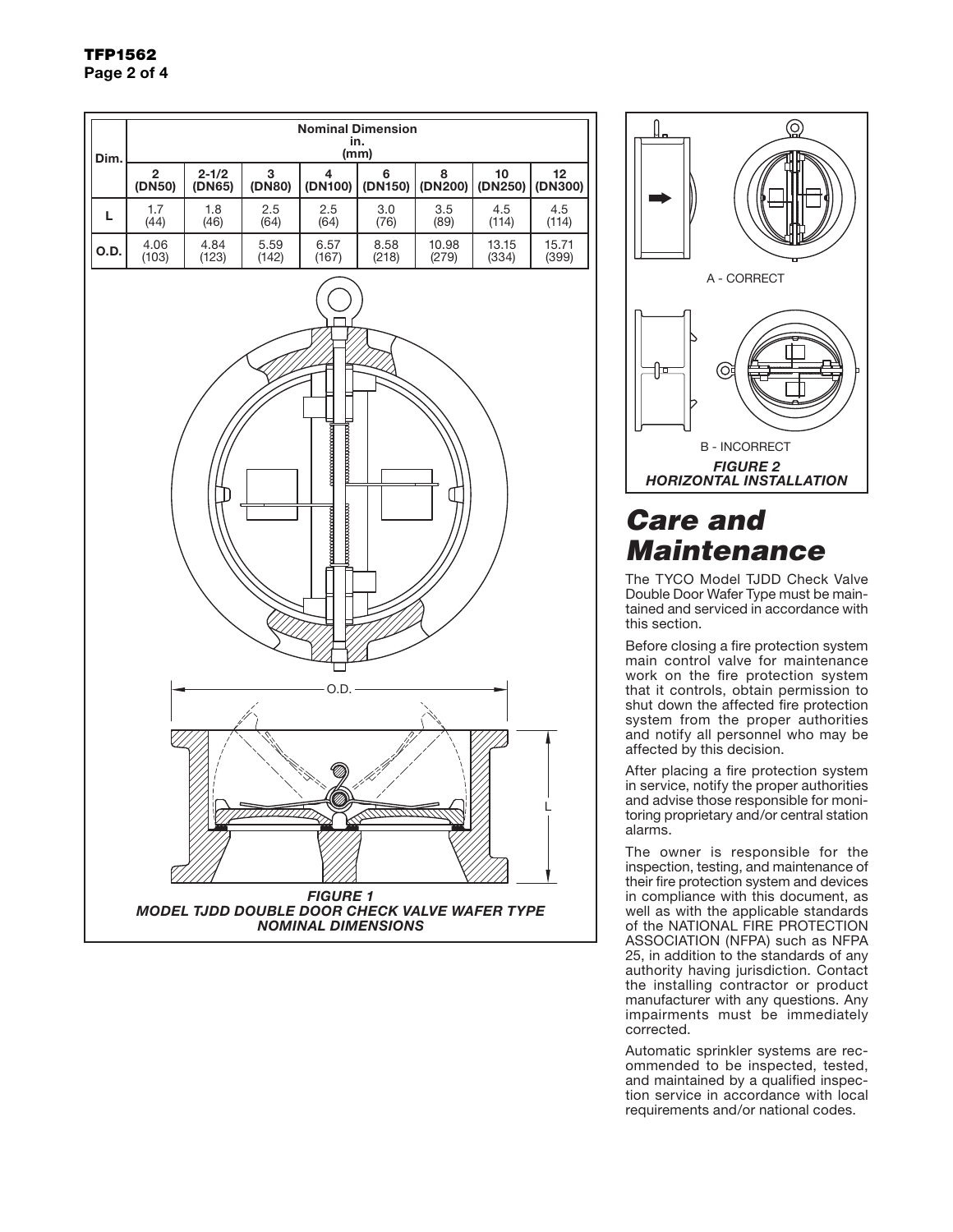| Dim. | Nominal Dimension in. (mm) | | | | | | | |
|---|---|---|---|---|---|---|---|---|
| | 2 (DN50) | 2-1/2 (DN65) | 3 (DN80) | 4 (DN100) | 6 (DN150) | 8 (DN200) | 10 (DN250) | 12 (DN300) |
| L | 1.7 (44) | 1.8 (46) | 2.5 (64) | 2.5 (64) | 3.0 (76) | 3.5 (89) | 4.5 (114) | 4.5 (114) |
| O.D. | 4.06 (103) | 4.84 (123) | 5.59 (142) | 6.57 (167) | 8.58 (218) | 10.98 (279) | 13.15 (334) | 15.71 (399) |

*FIGURE 1*
*MODEL TJDD DOUBLE DOOR CHECK VALVE WAFER TYPE NOMINAL DIMENSIONS*

A - CORRECT

B - INCORRECT

*FIGURE 2*
*HORIZONTAL INSTALLATION*

# Care and Maintenance

The TYCO Model TJDD Check Valve Double Door Wafer Type must be maintained and serviced in accordance with this section.

Before closing a fire protection system main control valve for maintenance work on the fire protection system that it controls, obtain permission to shut down the affected fire protection system from the proper authorities and notify all personnel who may be affected by this decision.

After placing a fire protection system in service, notify the proper authorities and advise those responsible for monitoring proprietary and/or central station alarms.

The owner is responsible for the inspection, testing, and maintenance of their fire protection system and devices in compliance with this document, as well as with the applicable standards of the NATIONAL FIRE PROTECTION ASSOCIATION (NFPA) such as NFPA 25, in addition to the standards of any authority having jurisdiction. Contact the installing contractor or product manufacturer with any questions. Any impairments must be immediately corrected.

Automatic sprinkler systems are recommended to be inspected, tested, and maintained by a qualified inspection service in accordance with local requirements and/or national codes.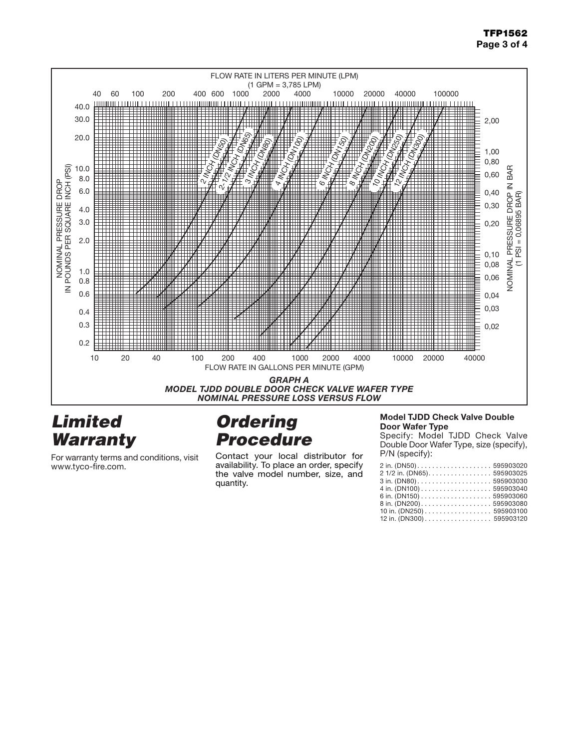FLOW RATE IN LITERS PER MINUTE (LPM)
(1 GPM = 3,785 LPM)

NOMINAL PRESSURE DROP IN POUNDS PER SQUARE INCH (PSI)

NOMINAL PRESSURE DROP IN BAR (1 PSI = 0,06895 BAR)

FLOW RATE IN GALLONS PER MINUTE (GPM)

**GRAPH A**
***MODEL TJDD DOUBLE DOOR CHECK VALVE WAFER TYPE NOMINAL PRESSURE LOSS VERSUS FLOW***

# *Limited Warranty*

For warranty terms and conditions, visit www.tyco-fire.com.

# *Ordering Procedure*

Contact your local distributor for availability. To place an order, specify the valve model number, size, and quantity.

### Model TJDD Check Valve Double Door Wafer Type

Specify: Model TJDD Check Valve Double Door Wafer Type, size (specify), P/N (specify):

| Size | P/N |
|---|---|
| 2 in. (DN50) | 595903020 |
| 2 1/2 in. (DN65) | 595903025 |
| 3 in. (DN80) | 595903030 |
| 4 in. (DN100) | 595903040 |
| 6 in. (DN150) | 595903060 |
| 8 in. (DN200) | 595903080 |
| 10 in. (DN250) | 595903100 |
| 12 in. (DN300) | 595903120 |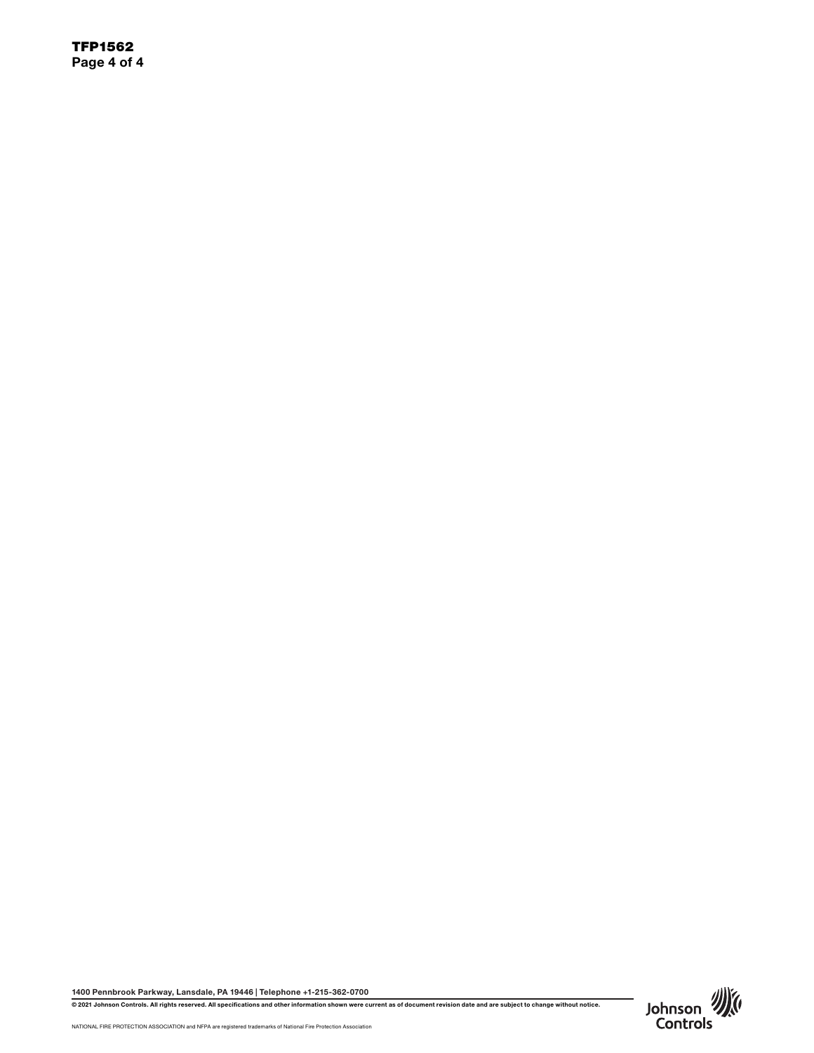1400 Pennbrook Parkway, Lansdale, PA 19446 | Telephone +1-215-362-0700

© 2021 Johnson Controls. All rights reserved. All specifications and other information shown were current as of document revision date and are subject to change without notice.

NATIONAL FIRE PROTECTION ASSOCIATION and NFPA are registered trademarks of National Fire Protection Association